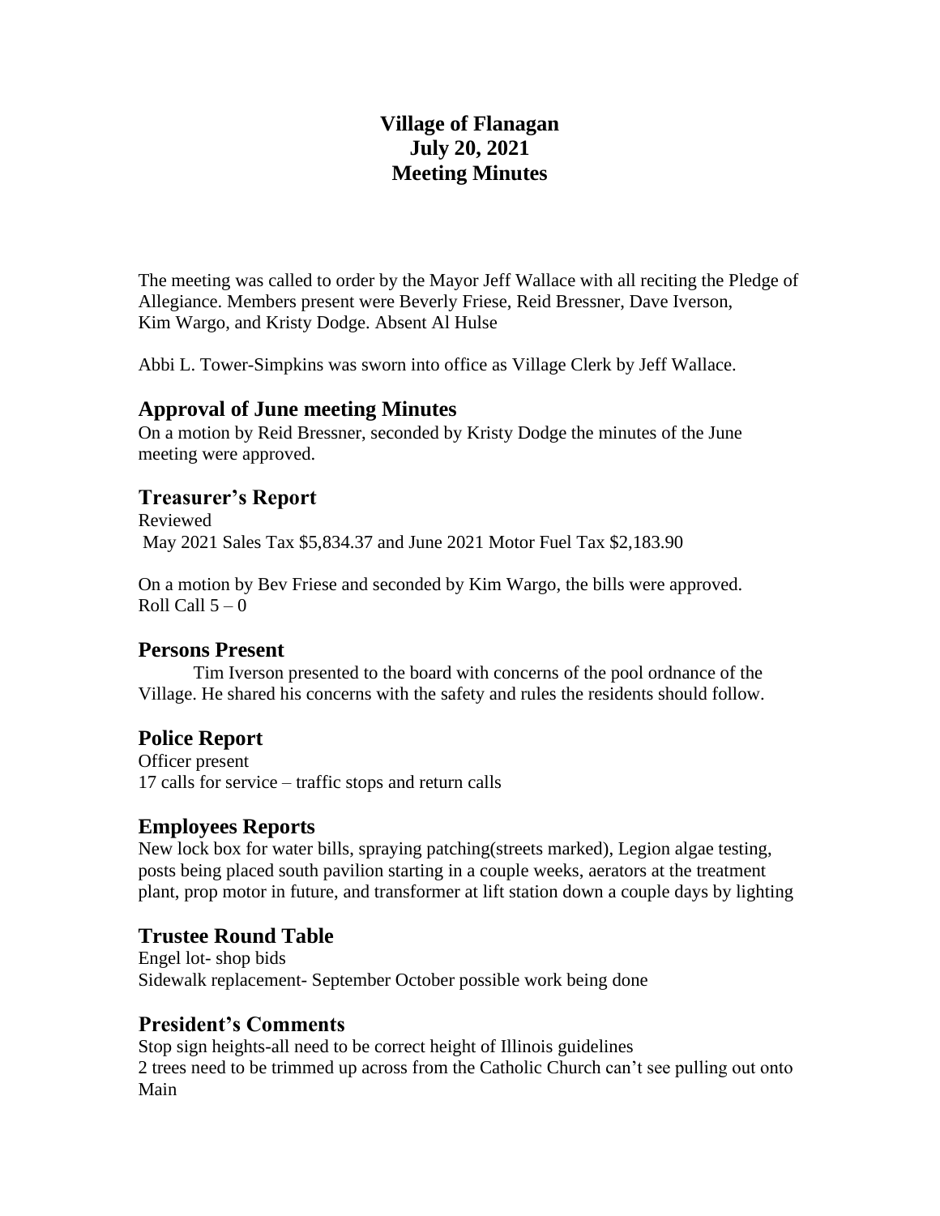# Village of Flanagan
# July 20, 2021
# Meeting Minutes

The meeting was called to order by the Mayor Jeff Wallace with all reciting the Pledge of Allegiance. Members present were Beverly Friese, Reid Bressner, Dave Iverson, Kim Wargo, and Kristy Dodge. Absent Al Hulse

Abbi L. Tower-Simpkins was sworn into office as Village Clerk by Jeff Wallace.

## Approval of June meeting Minutes

On a motion by Reid Bressner, seconded by Kristy Dodge the minutes of the June meeting were approved.

## Treasurer's Report

Reviewed
May 2021 Sales Tax $5,834.37 and June 2021 Motor Fuel Tax $2,183.90

On a motion by Bev Friese and seconded by Kim Wargo, the bills were approved.
Roll Call 5 – 0

## Persons Present

Tim Iverson presented to the board with concerns of the pool ordnance of the Village. He shared his concerns with the safety and rules the residents should follow.

## Police Report

Officer present
17 calls for service – traffic stops and return calls

## Employees Reports

New lock box for water bills, spraying patching(streets marked), Legion algae testing, posts being placed south pavilion starting in a couple weeks, aerators at the treatment plant, prop motor in future, and transformer at lift station down a couple days by lighting

## Trustee Round Table

Engel lot- shop bids
Sidewalk replacement- September October possible work being done

## President's Comments

Stop sign heights-all need to be correct height of Illinois guidelines
2 trees need to be trimmed up across from the Catholic Church can't see pulling out onto Main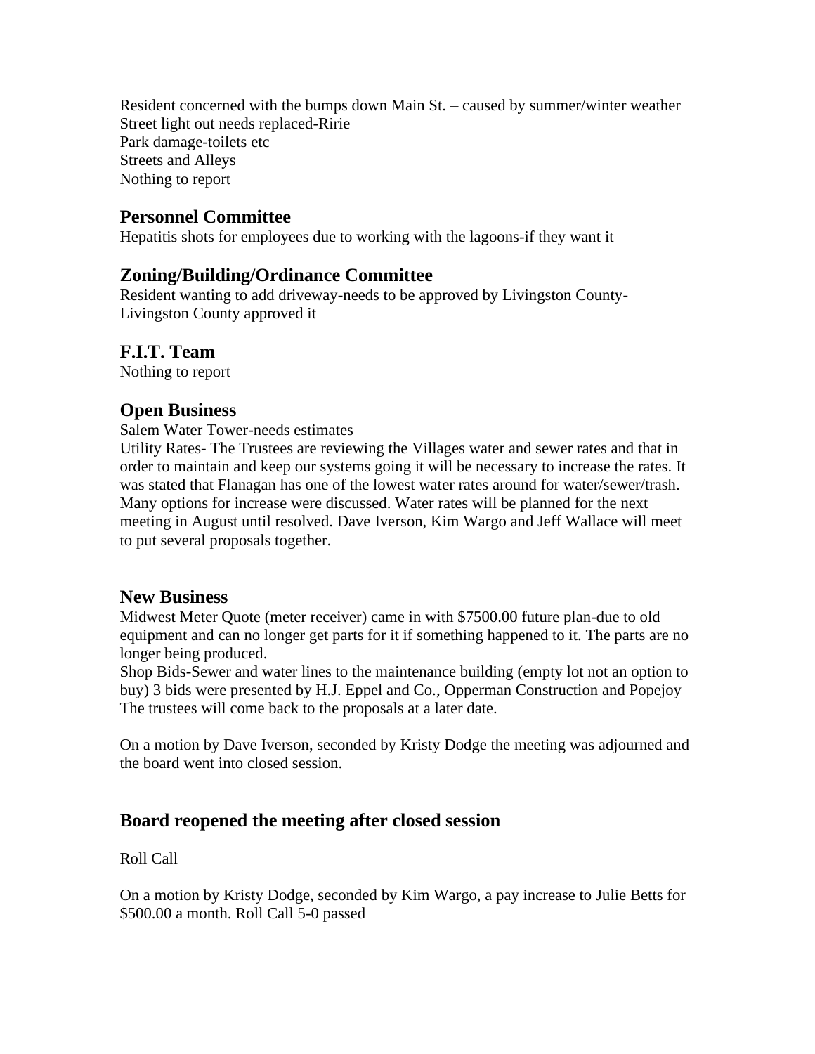Resident concerned with the bumps down Main St. – caused by summer/winter weather
Street light out needs replaced-Ririe
Park damage-toilets etc
Streets and Alleys
Nothing to report

## Personnel Committee

Hepatitis shots for employees due to working with the lagoons-if they want it

## Zoning/Building/Ordinance Committee

Resident wanting to add driveway-needs to be approved by Livingston County-Livingston County approved it

## F.I.T. Team

Nothing to report

## Open Business

Salem Water Tower-needs estimates
Utility Rates- The Trustees are reviewing the Villages water and sewer rates and that in order to maintain and keep our systems going it will be necessary to increase the rates. It was stated that Flanagan has one of the lowest water rates around for water/sewer/trash. Many options for increase were discussed. Water rates will be planned for the next meeting in August until resolved. Dave Iverson, Kim Wargo and Jeff Wallace will meet to put several proposals together.

## New Business

Midwest Meter Quote (meter receiver) came in with $7500.00 future plan-due to old equipment and can no longer get parts for it if something happened to it. The parts are no longer being produced.
Shop Bids-Sewer and water lines to the maintenance building (empty lot not an option to buy) 3 bids were presented by H.J. Eppel and Co., Opperman Construction and Popejoy
The trustees will come back to the proposals at a later date.

On a motion by Dave Iverson, seconded by Kristy Dodge the meeting was adjourned and the board went into closed session.

## Board reopened the meeting after closed session

Roll Call

On a motion by Kristy Dodge, seconded by Kim Wargo, a pay increase to Julie Betts for $500.00 a month. Roll Call 5-0 passed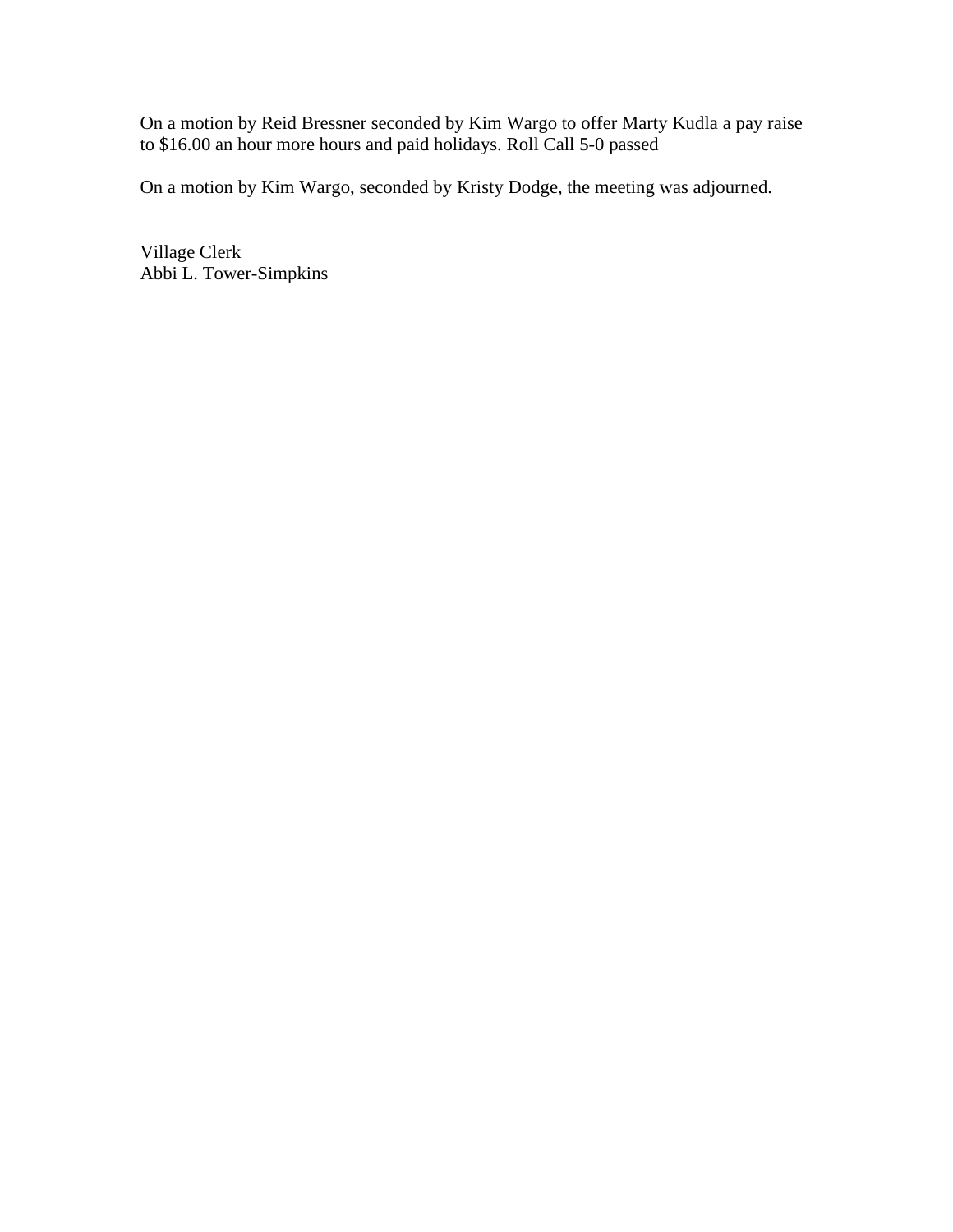On a motion by Reid Bressner seconded by Kim Wargo to offer Marty Kudla a pay raise to $16.00 an hour more hours and paid holidays. Roll Call 5-0 passed

On a motion by Kim Wargo, seconded by Kristy Dodge, the meeting was adjourned.

Village Clerk  
Abbi L. Tower-Simpkins